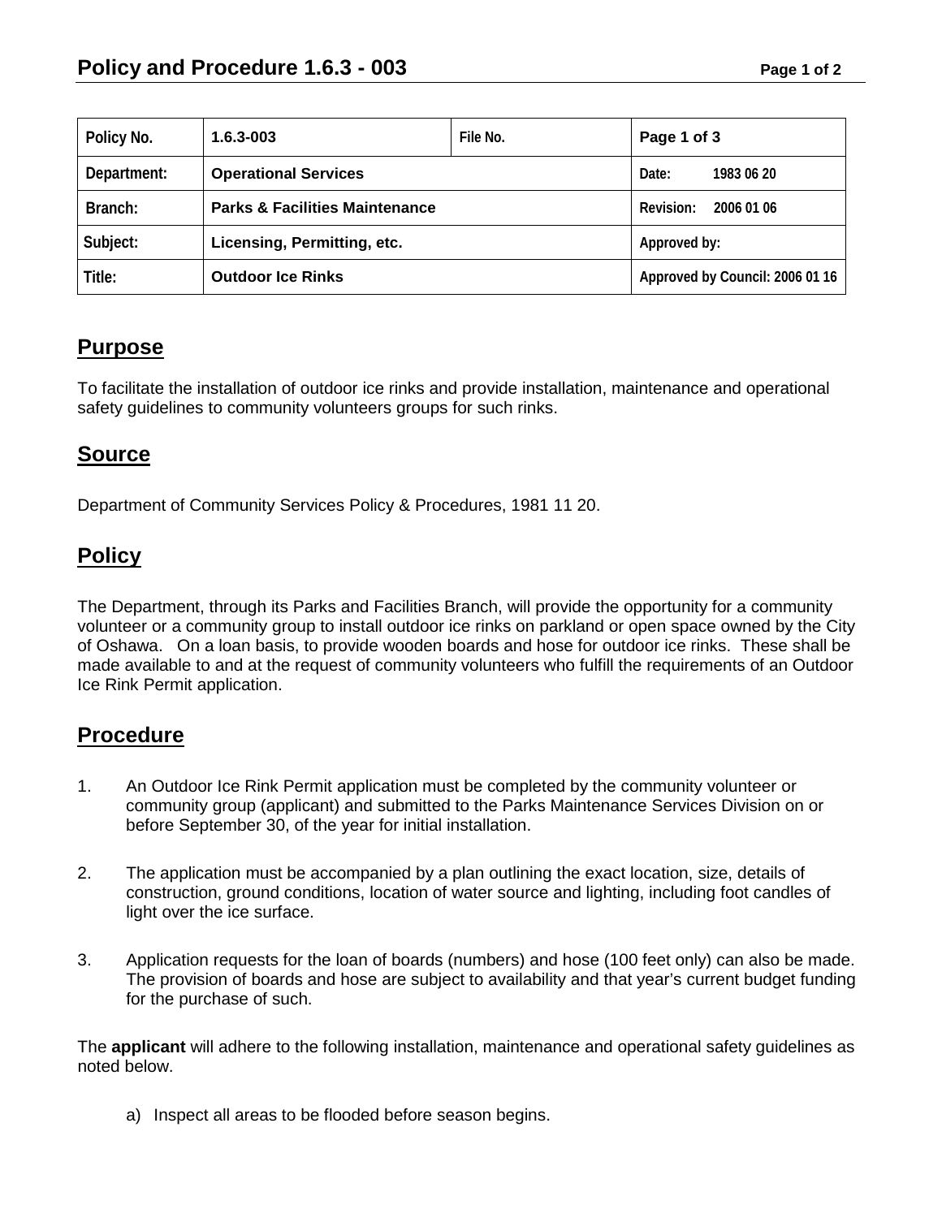# Policy and Procedure 1.6.3 - 003

| Policy No. | 1.6.3-003 | File No. | Page 1 of 3 |
|---|---|---|---|
| Department: | Operational Services | | Date: 1983 06 20 |
| Branch: | Parks & Facilities Maintenance | | Revision: 2006 01 06 |
| Subject: | Licensing, Permitting, etc. | | Approved by: |
| Title: | Outdoor Ice Rinks | | Approved by Council: 2006 01 16 |

## Purpose

To facilitate the installation of outdoor ice rinks and provide installation, maintenance and operational safety guidelines to community volunteers groups for such rinks.

## Source

Department of Community Services Policy & Procedures, 1981 11 20.

## Policy

The Department, through its Parks and Facilities Branch, will provide the opportunity for a community volunteer or a community group to install outdoor ice rinks on parkland or open space owned by the City of Oshawa. On a loan basis, to provide wooden boards and hose for outdoor ice rinks. These shall be made available to and at the request of community volunteers who fulfill the requirements of an Outdoor Ice Rink Permit application.

## Procedure

1. An Outdoor Ice Rink Permit application must be completed by the community volunteer or community group (applicant) and submitted to the Parks Maintenance Services Division on or before September 30, of the year for initial installation.

2. The application must be accompanied by a plan outlining the exact location, size, details of construction, ground conditions, location of water source and lighting, including foot candles of light over the ice surface.

3. Application requests for the loan of boards (numbers) and hose (100 feet only) can also be made. The provision of boards and hose are subject to availability and that year's current budget funding for the purchase of such.

The **applicant** will adhere to the following installation, maintenance and operational safety guidelines as noted below.

a) Inspect all areas to be flooded before season begins.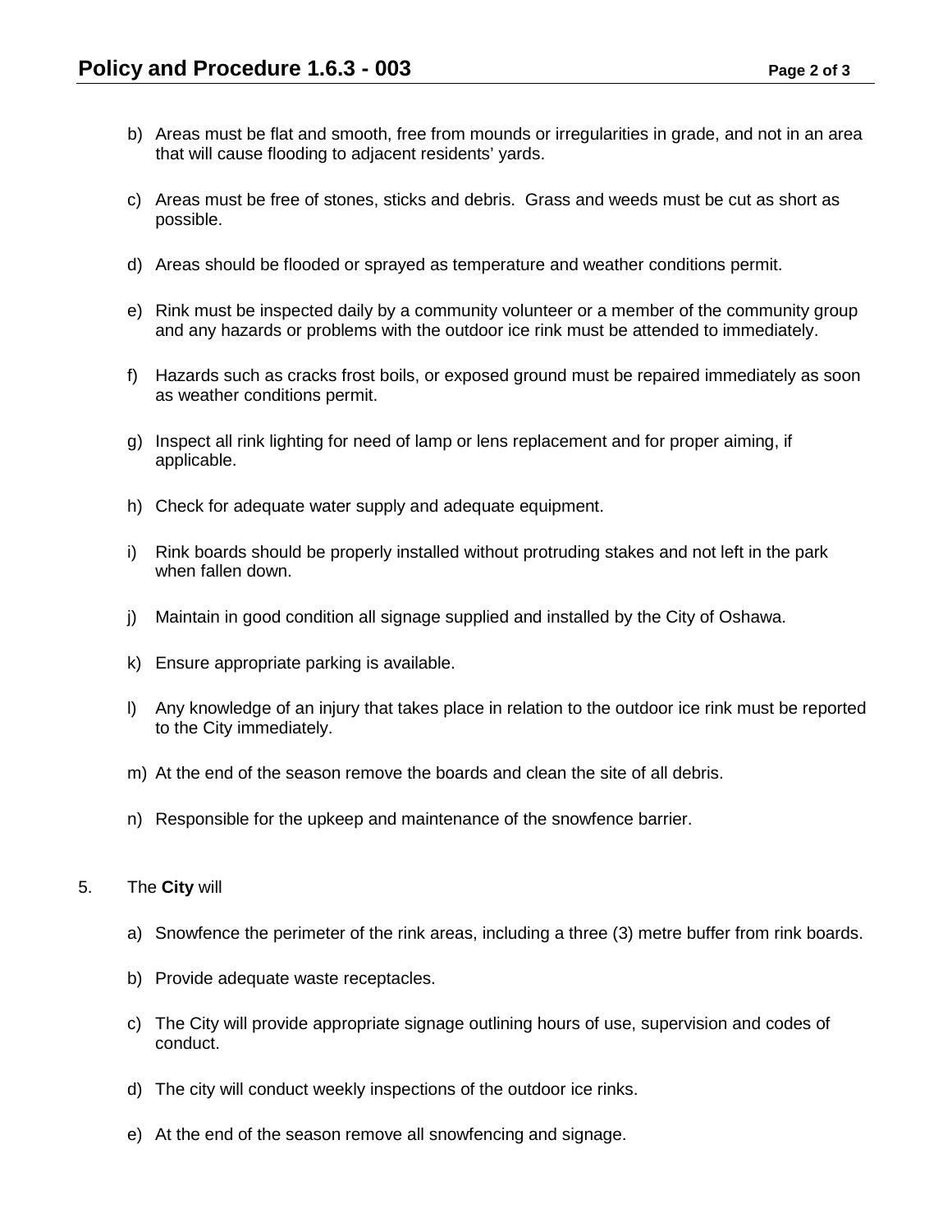b) Areas must be flat and smooth, free from mounds or irregularities in grade, and not in an area that will cause flooding to adjacent residents' yards.

c) Areas must be free of stones, sticks and debris. Grass and weeds must be cut as short as possible.

d) Areas should be flooded or sprayed as temperature and weather conditions permit.

e) Rink must be inspected daily by a community volunteer or a member of the community group and any hazards or problems with the outdoor ice rink must be attended to immediately.

f) Hazards such as cracks frost boils, or exposed ground must be repaired immediately as soon as weather conditions permit.

g) Inspect all rink lighting for need of lamp or lens replacement and for proper aiming, if applicable.

h) Check for adequate water supply and adequate equipment.

i) Rink boards should be properly installed without protruding stakes and not left in the park when fallen down.

j) Maintain in good condition all signage supplied and installed by the City of Oshawa.

k) Ensure appropriate parking is available.

l) Any knowledge of an injury that takes place in relation to the outdoor ice rink must be reported to the City immediately.

m) At the end of the season remove the boards and clean the site of all debris.

n) Responsible for the upkeep and maintenance of the snowfence barrier.

5. The **City** will

a) Snowfence the perimeter of the rink areas, including a three (3) metre buffer from rink boards.

b) Provide adequate waste receptacles.

c) The City will provide appropriate signage outlining hours of use, supervision and codes of conduct.

d) The city will conduct weekly inspections of the outdoor ice rinks.

e) At the end of the season remove all snowfencing and signage.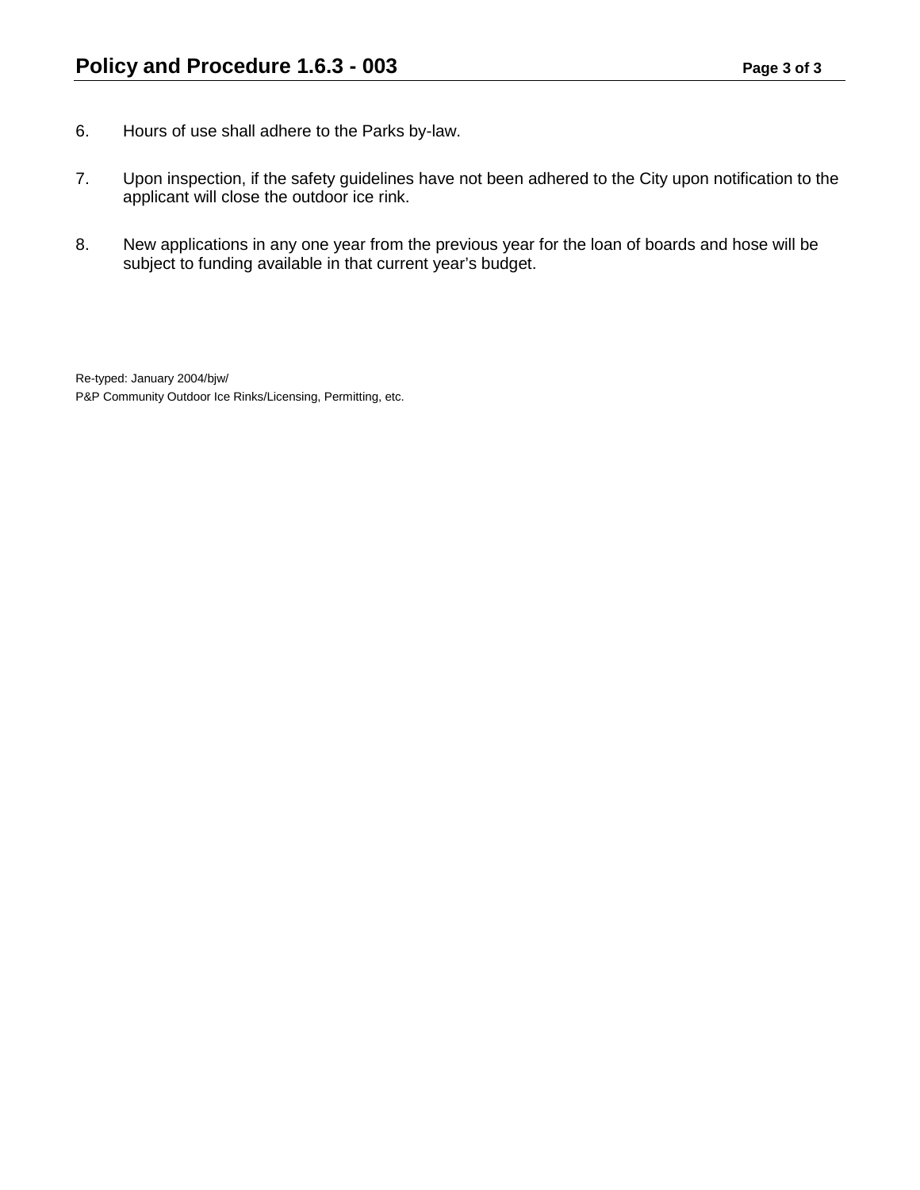6. Hours of use shall adhere to the Parks by-law.

7. Upon inspection, if the safety guidelines have not been adhered to the City upon notification to the applicant will close the outdoor ice rink.

8. New applications in any one year from the previous year for the loan of boards and hose will be subject to funding available in that current year's budget.

Re-typed: January 2004/bjw/
P&P Community Outdoor Ice Rinks/Licensing, Permitting, etc.